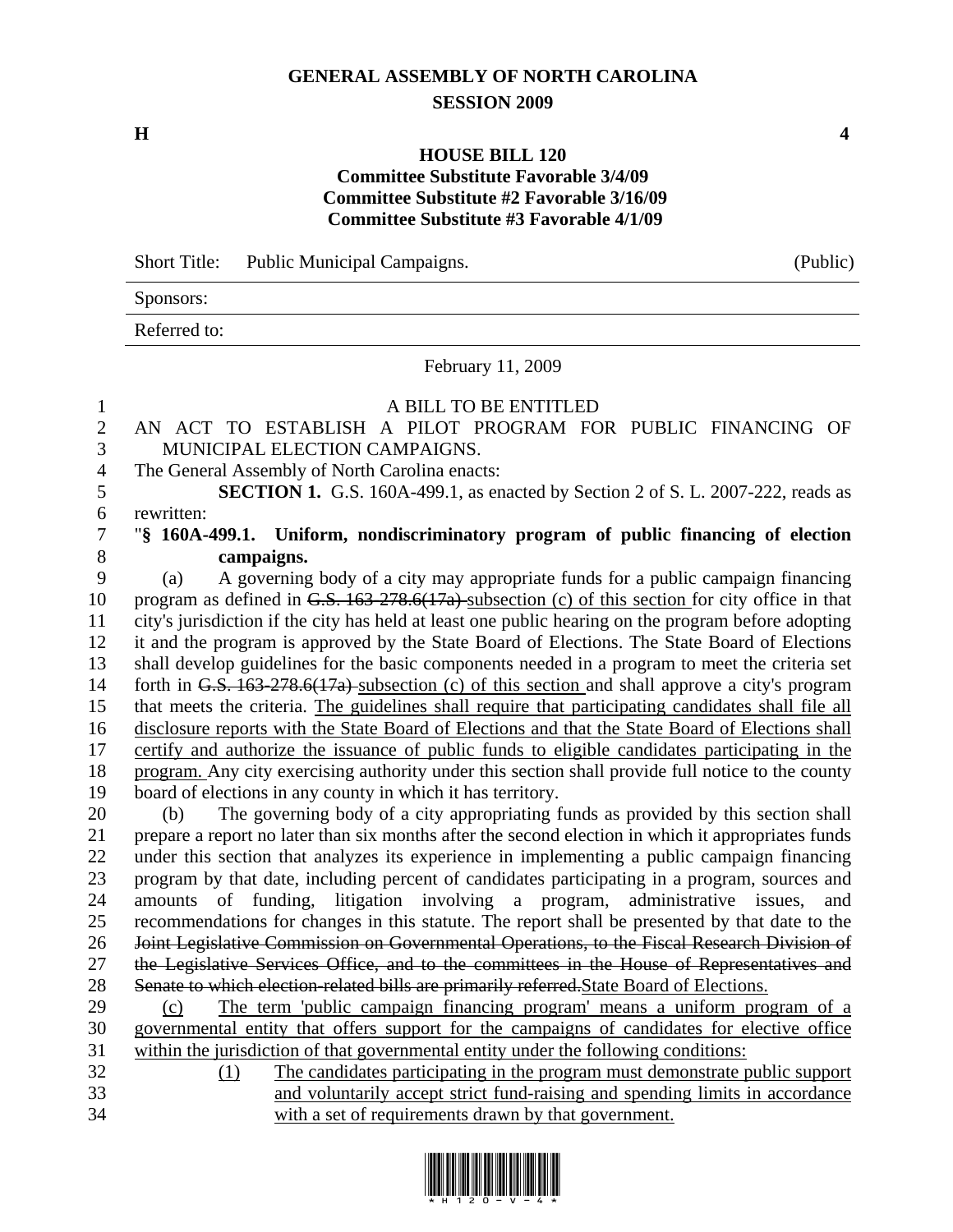# GENERAL ASSEMBLY OF NORTH CAROLINA
## SESSION 2009

**H** **4**

## HOUSE BILL 120
**Committee Substitute Favorable 3/4/09**
**Committee Substitute #2 Favorable 3/16/09**
**Committee Substitute #3 Favorable 4/1/09**

| Short Title: | Public Municipal Campaigns. | (Public) |
|---|---|---|
| Sponsors: | | |
| Referred to: | | |

February 11, 2009

A BILL TO BE ENTITLED

AN ACT TO ESTABLISH A PILOT PROGRAM FOR PUBLIC FINANCING OF MUNICIPAL ELECTION CAMPAIGNS.

The General Assembly of North Carolina enacts:

**SECTION 1.** G.S. 160A-499.1, as enacted by Section 2 of S. L. 2007-222, reads as rewritten:

"**§ 160A-499.1. Uniform, nondiscriminatory program of public financing of election campaigns.**

(a) A governing body of a city may appropriate funds for a public campaign financing program as defined in ~~G.S. 163-278.6(17a)~~ <u>subsection (c) of this section</u> for city office in that city's jurisdiction if the city has held at least one public hearing on the program before adopting it and the program is approved by the State Board of Elections. The State Board of Elections shall develop guidelines for the basic components needed in a program to meet the criteria set forth in ~~G.S. 163-278.6(17a)~~ <u>subsection (c) of this section</u> and shall approve a city's program that meets the criteria. <u>The guidelines shall require that participating candidates shall file all disclosure reports with the State Board of Elections and that the State Board of Elections shall certify and authorize the issuance of public funds to eligible candidates participating in the program.</u> Any city exercising authority under this section shall provide full notice to the county board of elections in any county in which it has territory.

(b) The governing body of a city appropriating funds as provided by this section shall prepare a report no later than six months after the second election in which it appropriates funds under this section that analyzes its experience in implementing a public campaign financing program by that date, including percent of candidates participating in a program, sources and amounts of funding, litigation involving a program, administrative issues, and recommendations for changes in this statute. The report shall be presented by that date to the ~~Joint Legislative Commission on Governmental Operations, to the Fiscal Research Division of the Legislative Services Office, and to the committees in the House of Representatives and Senate to which election-related bills are primarily referred.~~<u>State Board of Elections.</u>

<u>(c) The term 'public campaign financing program' means a uniform program of a governmental entity that offers support for the campaigns of candidates for elective office within the jurisdiction of that governmental entity under the following conditions:</u>

<u>(1) The candidates participating in the program must demonstrate public support and voluntarily accept strict fund-raising and spending limits in accordance with a set of requirements drawn by that government.</u>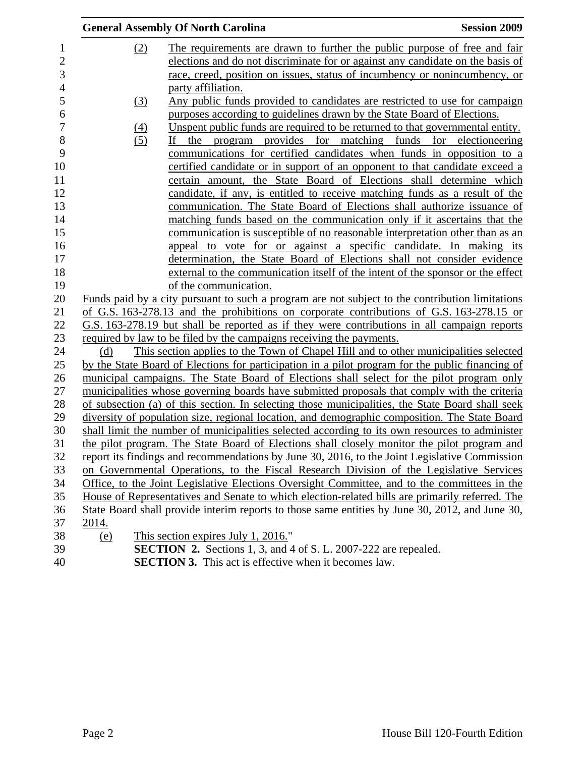(2) The requirements are drawn to further the public purpose of free and fair elections and do not discriminate for or against any candidate on the basis of race, creed, position on issues, status of incumbency or nonincumbency, or party affiliation.

(3) Any public funds provided to candidates are restricted to use for campaign purposes according to guidelines drawn by the State Board of Elections.

(4) Unspent public funds are required to be returned to that governmental entity.

(5) If the program provides for matching funds for electioneering communications for certified candidates when funds in opposition to a certified candidate or in support of an opponent to that candidate exceed a certain amount, the State Board of Elections shall determine which candidate, if any, is entitled to receive matching funds as a result of the communication. The State Board of Elections shall authorize issuance of matching funds based on the communication only if it ascertains that the communication is susceptible of no reasonable interpretation other than as an appeal to vote for or against a specific candidate. In making its determination, the State Board of Elections shall not consider evidence external to the communication itself of the intent of the sponsor or the effect of the communication.

Funds paid by a city pursuant to such a program are not subject to the contribution limitations of G.S. 163-278.13 and the prohibitions on corporate contributions of G.S. 163-278.15 or G.S. 163-278.19 but shall be reported as if they were contributions in all campaign reports required by law to be filed by the campaigns receiving the payments.

(d) This section applies to the Town of Chapel Hill and to other municipalities selected by the State Board of Elections for participation in a pilot program for the public financing of municipal campaigns. The State Board of Elections shall select for the pilot program only municipalities whose governing boards have submitted proposals that comply with the criteria of subsection (a) of this section. In selecting those municipalities, the State Board shall seek diversity of population size, regional location, and demographic composition. The State Board shall limit the number of municipalities selected according to its own resources to administer the pilot program. The State Board of Elections shall closely monitor the pilot program and report its findings and recommendations by June 30, 2016, to the Joint Legislative Commission on Governmental Operations, to the Fiscal Research Division of the Legislative Services Office, to the Joint Legislative Elections Oversight Committee, and to the committees in the House of Representatives and Senate to which election-related bills are primarily referred. The State Board shall provide interim reports to those same entities by June 30, 2012, and June 30, 2014.

(e) This section expires July 1, 2016."

**SECTION 2.** Sections 1, 3, and 4 of S. L. 2007-222 are repealed.

**SECTION 3.** This act is effective when it becomes law.